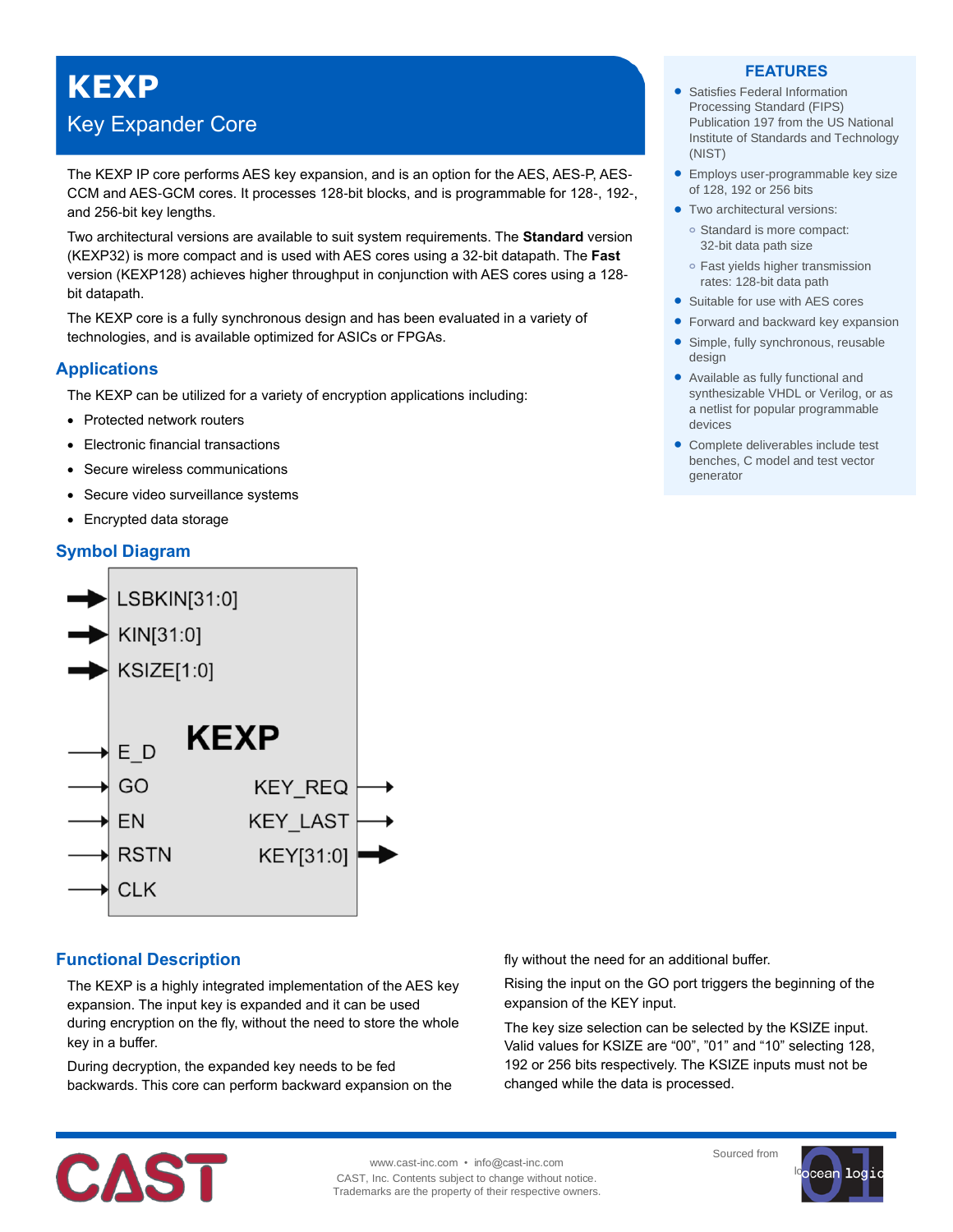# KEXP

## Key Expander Core

The KEXP IP core performs AES key expansion, and is an option for the AES, AES-P, AES-CCM and AES-GCM cores. It processes 128-bit blocks, and is programmable for 128-, 192-, and 256-bit key lengths.

Two architectural versions are available to suit system requirements. The **Standard** version (KEXP32) is more compact and is used with AES cores using a 32-bit datapath. The **Fast** version (KEXP128) achieves higher throughput in conjunction with AES cores using a 128-bit datapath.

The KEXP core is a fully synchronous design and has been evaluated in a variety of technologies, and is available optimized for ASICs or FPGAs.

## FEATURES

- Satisfies Federal Information Processing Standard (FIPS) Publication 197 from the US National Institute of Standards and Technology (NIST)
- Employs user-programmable key size of 128, 192 or 256 bits
- Two architectural versions:
  - Standard is more compact: 32-bit data path size
  - Fast yields higher transmission rates: 128-bit data path
- Suitable for use with AES cores
- Forward and backward key expansion
- Simple, fully synchronous, reusable design
- Available as fully functional and synthesizable VHDL or Verilog, or as a netlist for popular programmable devices
- Complete deliverables include test benches, C model and test vector generator

## Applications

The KEXP can be utilized for a variety of encryption applications including:

- Protected network routers
- Electronic financial transactions
- Secure wireless communications
- Secure video surveillance systems
- Encrypted data storage

## Symbol Diagram

KEXP

Inputs: LSBKIN[31:0], KIN[31:0], KSIZE[1:0], E_D, GO, EN, RSTN, CLK

Outputs: KEY_REQ, KEY_LAST, KEY[31:0]

## Functional Description

The KEXP is a highly integrated implementation of the AES key expansion. The input key is expanded and it can be used during encryption on the fly, without the need to store the whole key in a buffer.

During decryption, the expanded key needs to be fed backwards. This core can perform backward expansion on the fly without the need for an additional buffer.

Rising the input on the GO port triggers the beginning of the expansion of the KEY input.

The key size selection can be selected by the KSIZE input. Valid values for KSIZE are “00”, ”01” and “10” selecting 128, 192 or 256 bits respectively. The KSIZE inputs must not be changed while the data is processed.

CAST

www.cast-inc.com • info@cast-inc.com
CAST, Inc. Contents subject to change without notice.
Trademarks are the property of their respective owners.

Sourced from ocean logic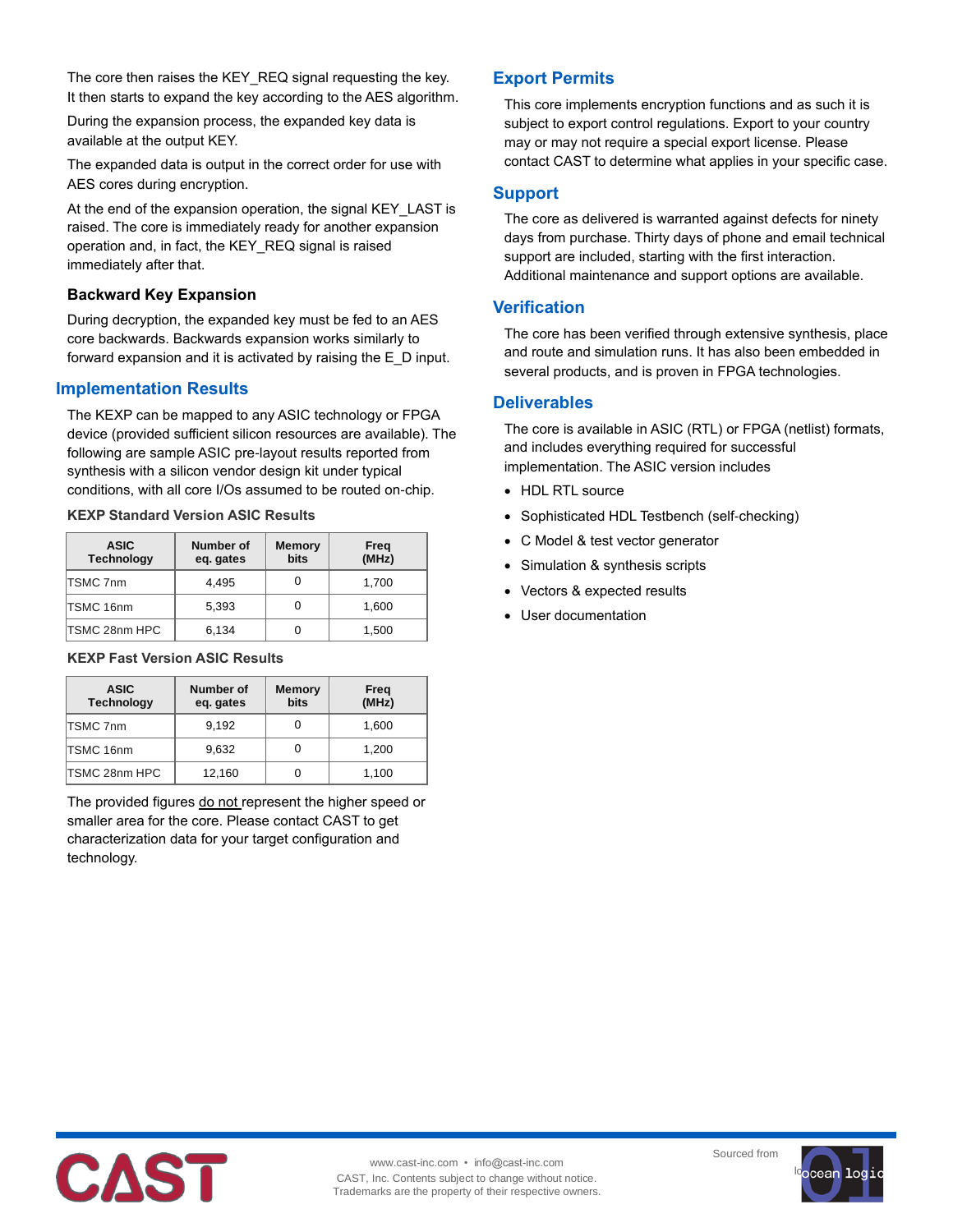The core then raises the KEY_REQ signal requesting the key. It then starts to expand the key according to the AES algorithm.

During the expansion process, the expanded key data is available at the output KEY.

The expanded data is output in the correct order for use with AES cores during encryption.

At the end of the expansion operation, the signal KEY_LAST is raised. The core is immediately ready for another expansion operation and, in fact, the KEY_REQ signal is raised immediately after that.

### Backward Key Expansion

During decryption, the expanded key must be fed to an AES core backwards. Backwards expansion works similarly to forward expansion and it is activated by raising the E_D input.

## Implementation Results

The KEXP can be mapped to any ASIC technology or FPGA device (provided sufficient silicon resources are available). The following are sample ASIC pre-layout results reported from synthesis with a silicon vendor design kit under typical conditions, with all core I/Os assumed to be routed on-chip.

**KEXP Standard Version ASIC Results**

| ASIC Technology | Number of eq. gates | Memory bits | Freq (MHz) |
|---|---|---|---|
| TSMC 7nm | 4,495 | 0 | 1,700 |
| TSMC 16nm | 5,393 | 0 | 1,600 |
| TSMC 28nm HPC | 6,134 | 0 | 1,500 |

**KEXP Fast Version ASIC Results**

| ASIC Technology | Number of eq. gates | Memory bits | Freq (MHz) |
|---|---|---|---|
| TSMC 7nm | 9,192 | 0 | 1,600 |
| TSMC 16nm | 9,632 | 0 | 1,200 |
| TSMC 28nm HPC | 12,160 | 0 | 1,100 |

The provided figures do not represent the higher speed or smaller area for the core. Please contact CAST to get characterization data for your target configuration and technology.

## Export Permits

This core implements encryption functions and as such it is subject to export control regulations. Export to your country may or may not require a special export license. Please contact CAST to determine what applies in your specific case.

## Support

The core as delivered is warranted against defects for ninety days from purchase. Thirty days of phone and email technical support are included, starting with the first interaction. Additional maintenance and support options are available.

## Verification

The core has been verified through extensive synthesis, place and route and simulation runs. It has also been embedded in several products, and is proven in FPGA technologies.

## Deliverables

The core is available in ASIC (RTL) or FPGA (netlist) formats, and includes everything required for successful implementation. The ASIC version includes

- HDL RTL source
- Sophisticated HDL Testbench (self-checking)
- C Model & test vector generator
- Simulation & synthesis scripts
- Vectors & expected results
- User documentation